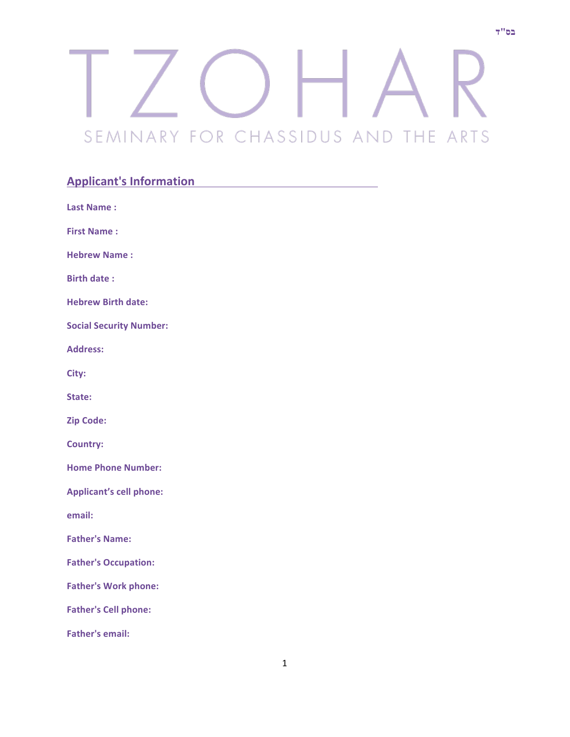בס"ד

# TZOHAR

SEMINARY FOR CHASSIDUS AND THE ARTS

## Applicant's Information

**Last Name :**

**First Name :**

**Hebrew Name :**

**Birth date :**

**Hebrew Birth date:**

**Social Security Number:**

**Address:**

**City:**

**State:**

**Zip Code:**

**Country:**

**Home Phone Number:**

**Applicant's cell phone:**

**email:**

**Father's Name:**

**Father's Occupation:**

**Father's Work phone:**

**Father's Cell phone:**

**Father's email:**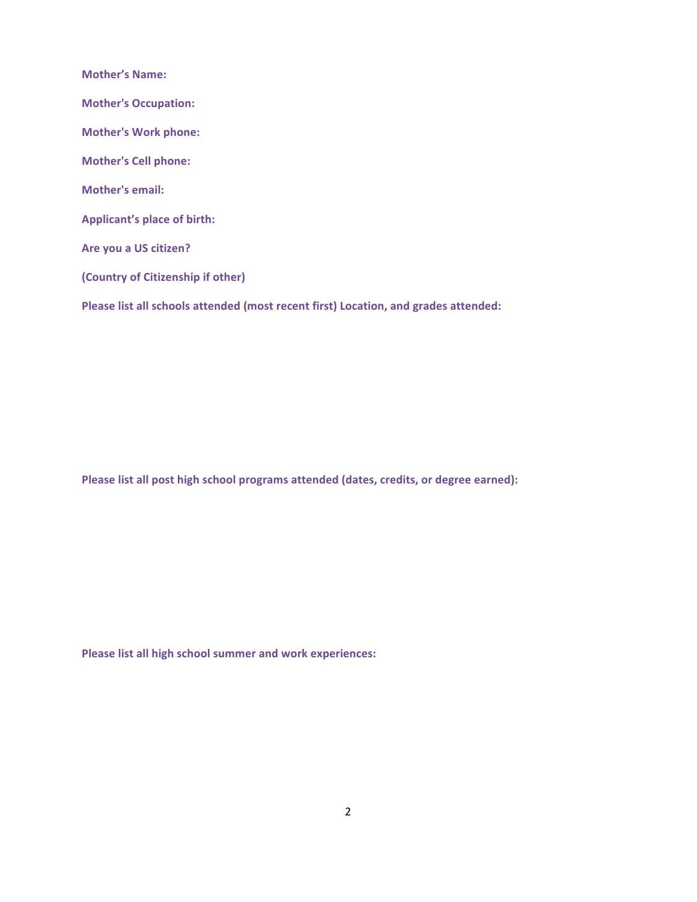**Mother's Name:**

**Mother's Occupation:**

**Mother's Work phone:**

**Mother's Cell phone:**

**Mother's email:**

**Applicant's place of birth:**

**Are you a US citizen?**

**(Country of Citizenship if other)**

**Please list all schools attended (most recent first) Location, and grades attended:**

**Please list all post high school programs attended (dates, credits, or degree earned):**

**Please list all high school summer and work experiences:**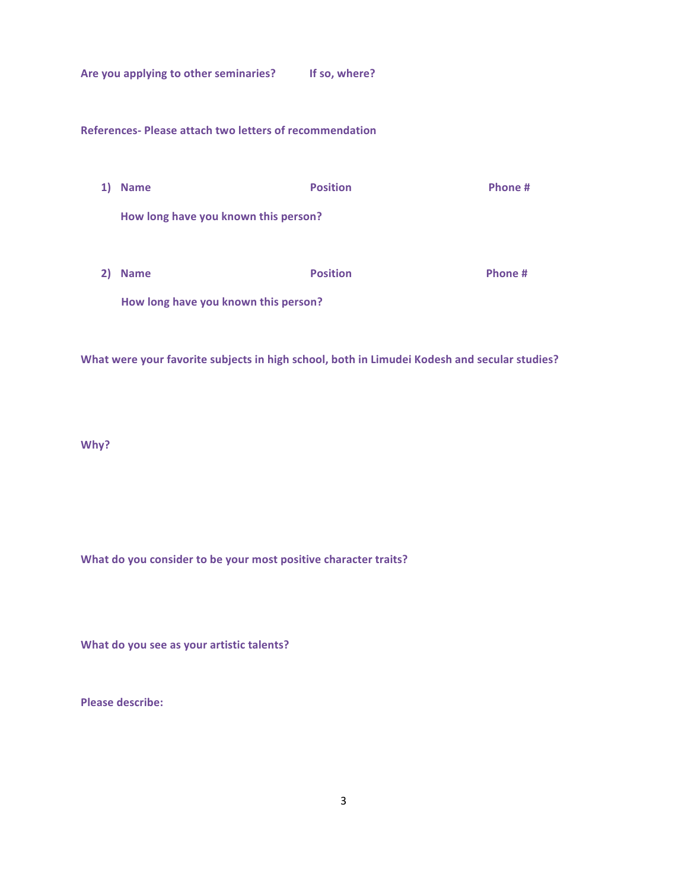**Are you applying to other seminaries?** **If so, where?**

**References- Please attach two letters of recommendation**

1) **Name** **Position** **Phone #**

   **How long have you known this person?**

2) **Name** **Position** **Phone #**

   **How long have you known this person?**

**What were your favorite subjects in high school, both in Limudei Kodesh and secular studies?**

**Why?**

**What do you consider to be your most positive character traits?**

**What do you see as your artistic talents?**

**Please describe:**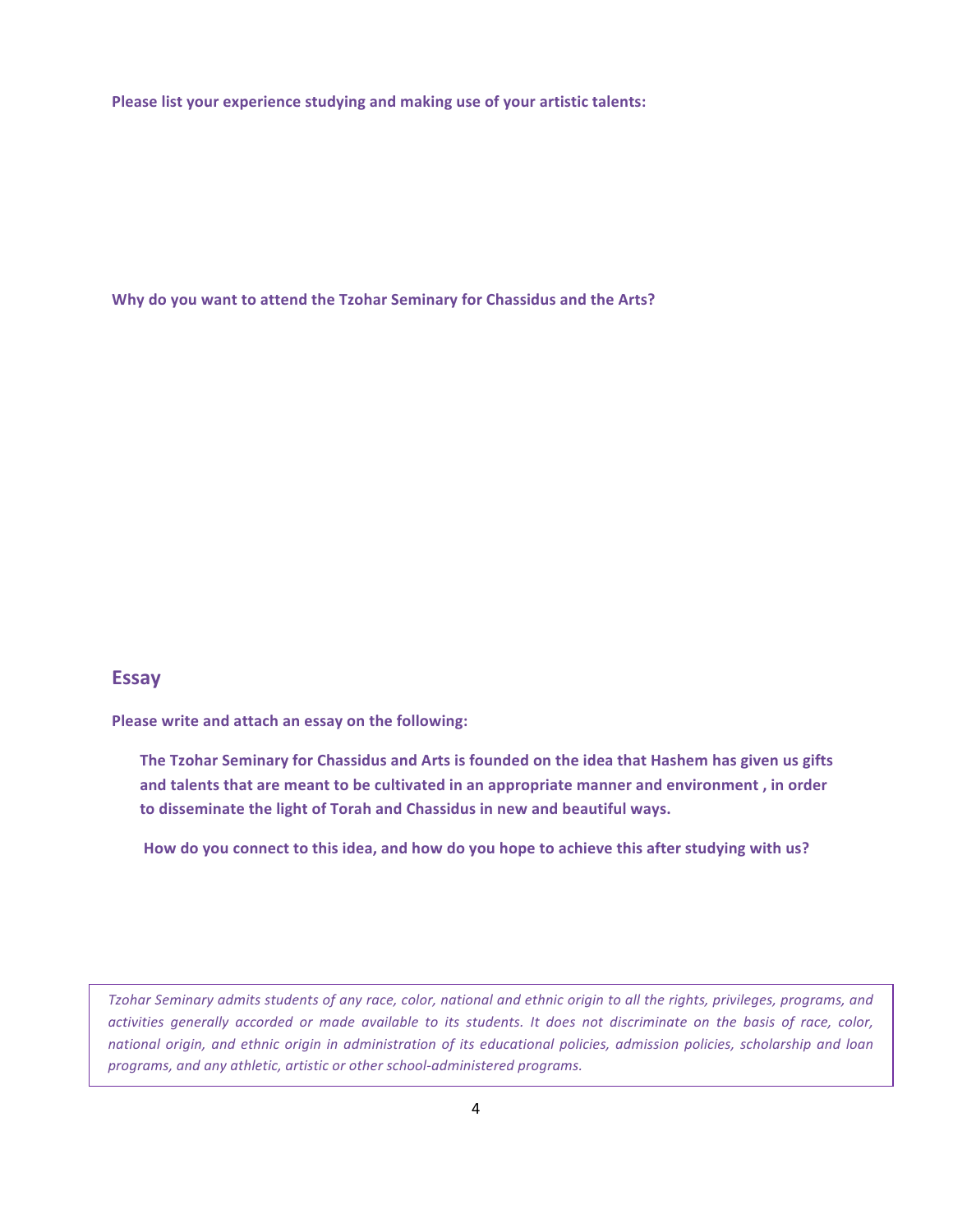**Please list your experience studying and making use of your artistic talents:**

**Why do you want to attend the Tzohar Seminary for Chassidus and the Arts?**

## Essay

**Please write and attach an essay on the following:**

**The Tzohar Seminary for Chassidus and Arts is founded on the idea that Hashem has given us gifts and talents that are meant to be cultivated in an appropriate manner and environment , in order to disseminate the light of Torah and Chassidus in new and beautiful ways.**

**How do you connect to this idea, and how do you hope to achieve this after studying with us?**

*Tzohar Seminary admits students of any race, color, national and ethnic origin to all the rights, privileges, programs, and activities generally accorded or made available to its students. It does not discriminate on the basis of race, color, national origin, and ethnic origin in administration of its educational policies, admission policies, scholarship and loan programs, and any athletic, artistic or other school-administered programs.*